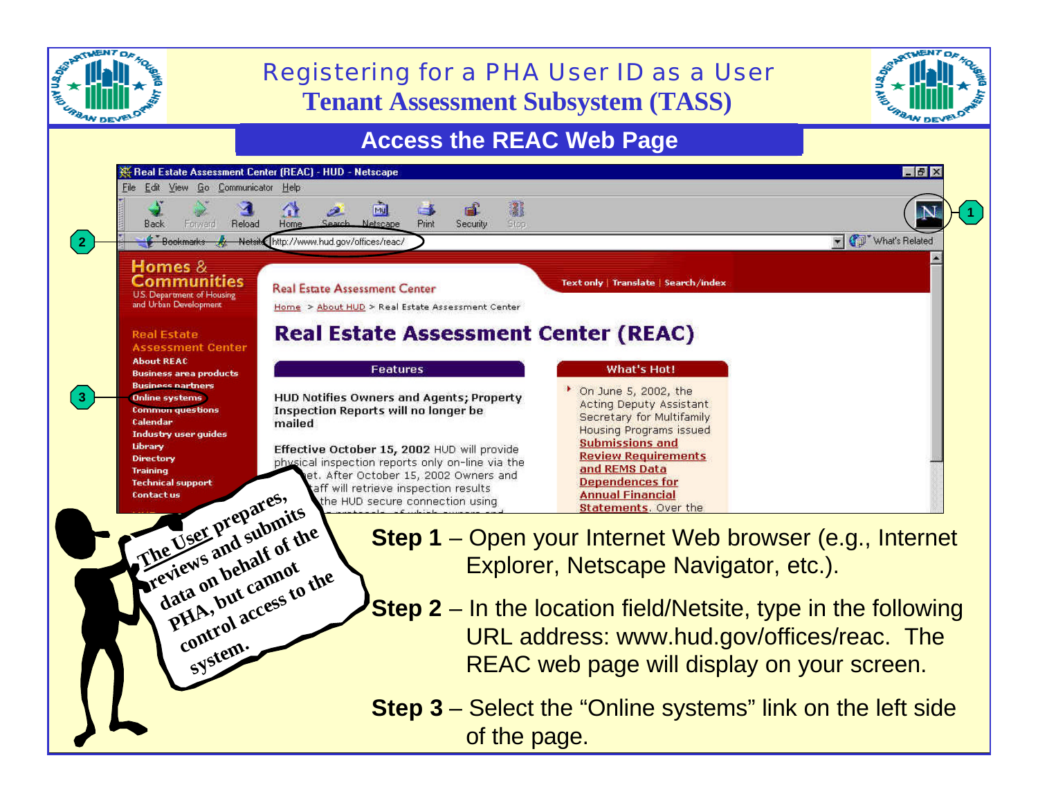# Registering for a PHA User ID as a User

## Tenant Assessment Subsystem (TASS)

### Access the REAC Web Page

The User prepares, reviews and submits data on behalf of the PHA, but cannot control access to the system.

**Step 1** – Open your Internet Web browser (e.g., Internet Explorer, Netscape Navigator, etc.).

**Step 2** – In the location field/Netsite, type in the following URL address: www.hud.gov/offices/reac. The REAC web page will display on your screen.

**Step 3** – Select the “Online systems” link on the left side of the page.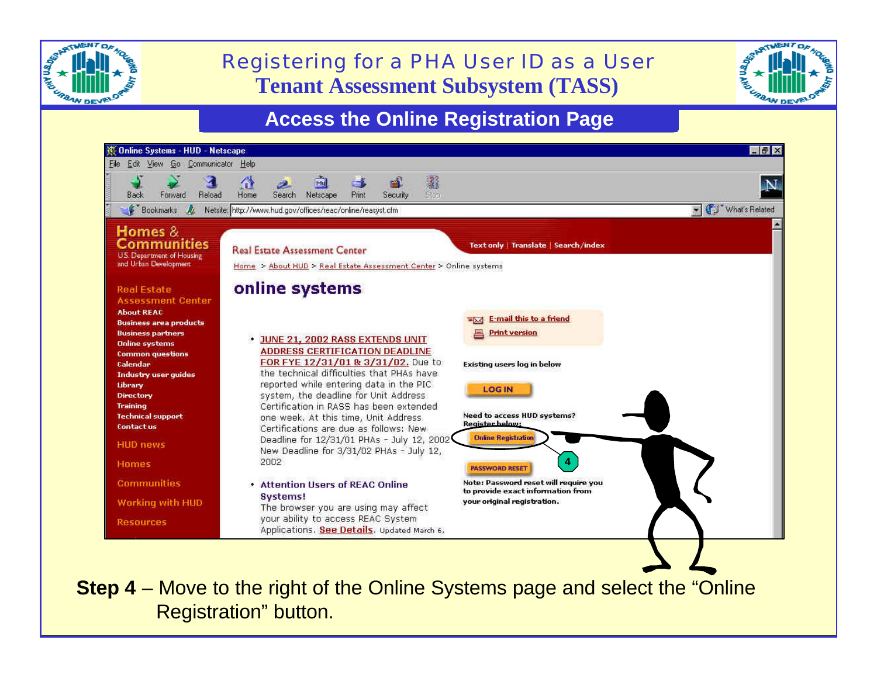# Registering for a PHA User ID as a User
# Tenant Assessment Subsystem (TASS)

## Access the Online Registration Page

**Step 4** – Move to the right of the Online Systems page and select the "Online Registration" button.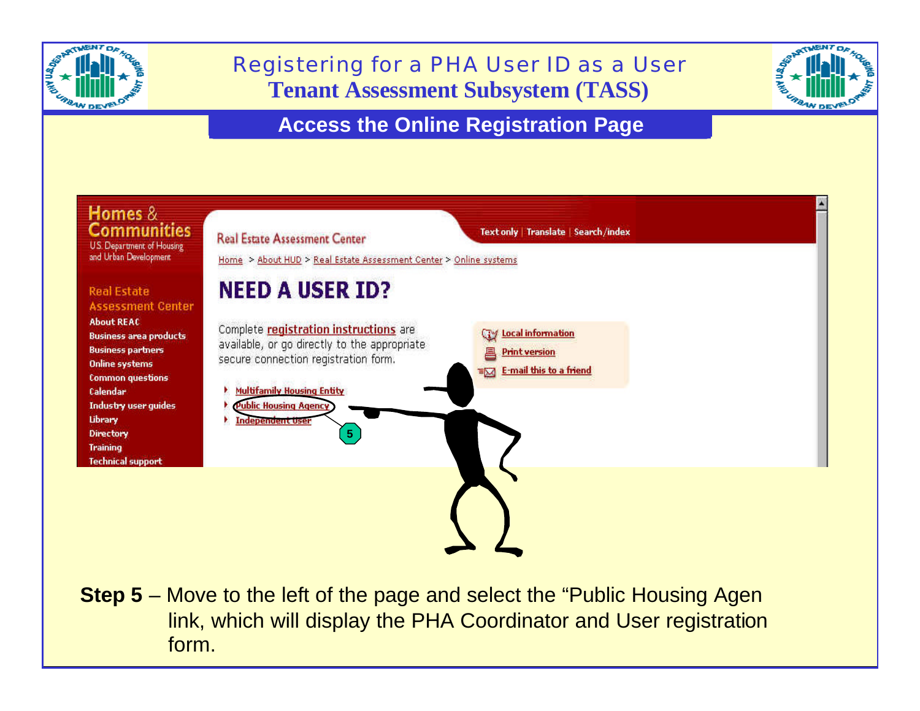# Registering for a PHA User ID as a User
## Tenant Assessment Subsystem (TASS)

### Access the Online Registration Page

Homes & Communities
U.S. Department of Housing and Urban Development

Real Estate Assessment Center

Text only | Translate | Search/index

Home > About HUD > Real Estate Assessment Center > Online systems

Real Estate Assessment Center
- About REAC
- Business area products
- Business partners
- Online systems
- Common questions
- Calendar
- Industry user guides
- Library
- Directory
- Training
- Technical support

**NEED A USER ID?**

Complete registration instructions are available, or go directly to the appropriate secure connection registration form.

- Multifamily Housing Entity
- Public Housing Agency
- Independent User

Local information
Print version
E-mail this to a friend

5

**Step 5** – Move to the left of the page and select the "Public Housing Agen link, which will display the PHA Coordinator and User registration form.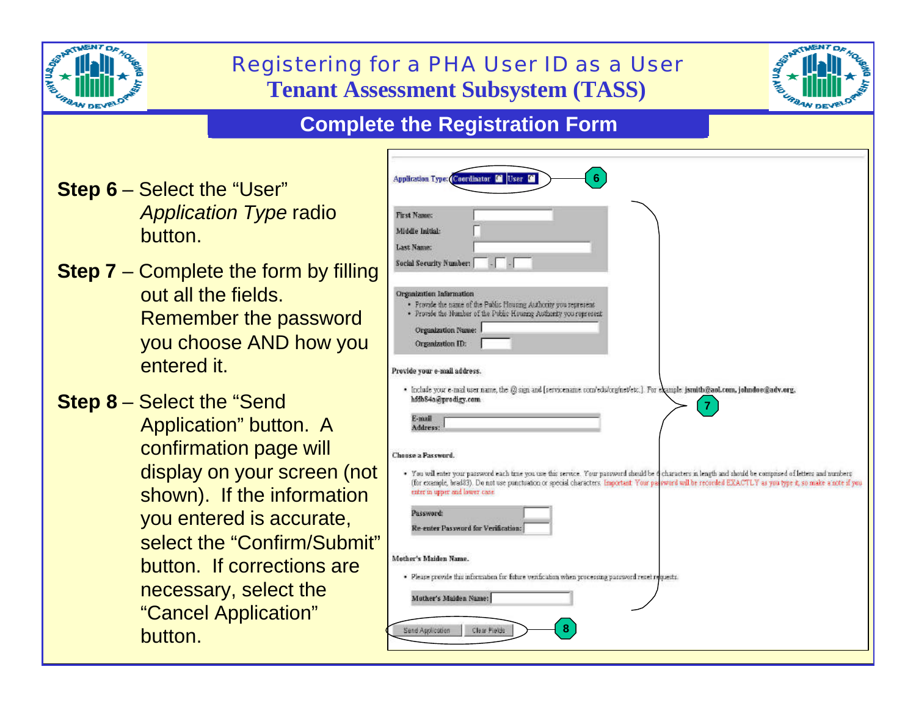# Registering for a PHA User ID as a User
## Tenant Assessment Subsystem (TASS)

### Complete the Registration Form

**Step 6** – Select the "User" *Application Type* radio button.

**Step 7** – Complete the form by filling out all the fields. Remember the password you choose AND how you entered it.

**Step 8** – Select the "Send Application" button. A confirmation page will display on your screen (not shown). If the information you entered is accurate, select the "Confirm/Submit" button. If corrections are necessary, select the "Cancel Application" button.

Application Type: Coordinator User — 6

First Name:
Middle Initial:
Last Name:
Social Security Number:

Organization Information
- Provide the name of the Public Housing Authority you represent
- Provide the Number of the Public Housing Authority you represent

Organization Name:
Organization ID:

Provide your e-mail address.
- Include your e-mail user name, the @ sign and [servicename.com/edu/org/net/etc.]. For example: jsmith@aol.com, johndoe@adv.org, hfdh84a@prodigy.com

E-mail Address:

Choose a Password.
- You will enter your password each time you use this service. Your password should be 6 characters in length and should be comprised of letters and numbers (for example, brad83). Do not use punctuation or special characters. Important: Your password will be recorded EXACTLY as you type it, so make a note if you enter in upper and lower case.

Password:
Re-enter Password for Verification:

Mother's Maiden Name.
- Please provide this information for future verification when processing password reset requests.

Mother's Maiden Name:

— 7

Send Application | Clear Fields — 8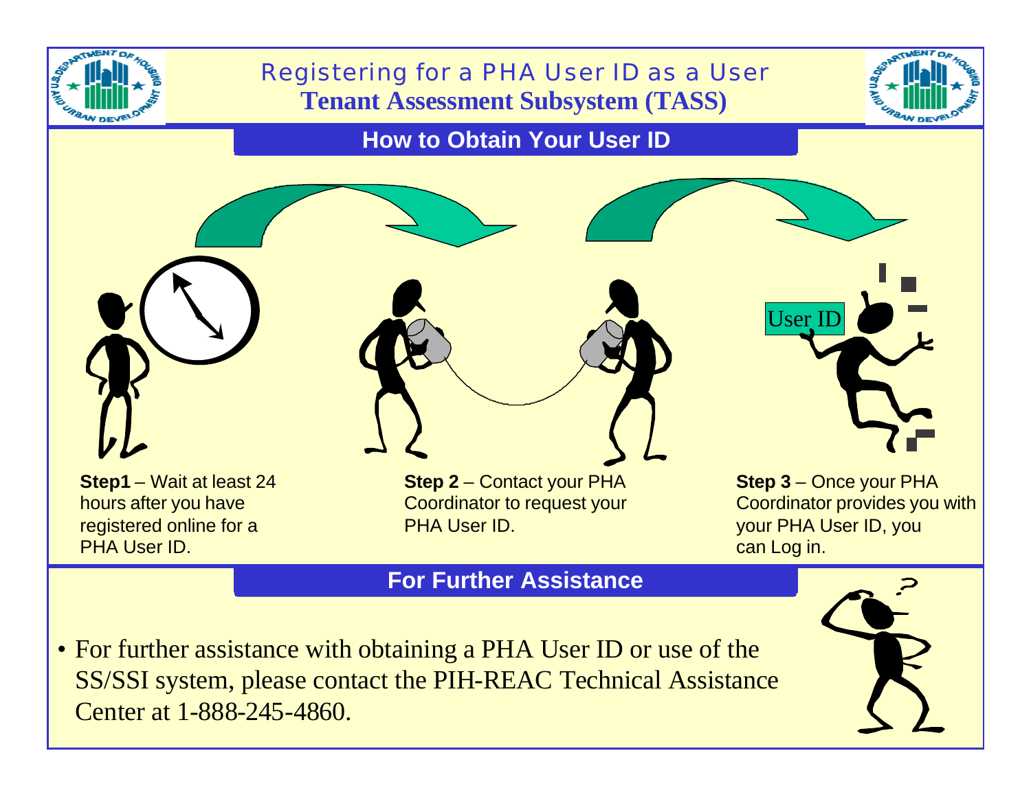# Registering for a PHA User ID as a User
# Tenant Assessment Subsystem (TASS)

## How to Obtain Your User ID

**Step1** – Wait at least 24 hours after you have registered online for a PHA User ID.

**Step 2** – Contact your PHA Coordinator to request your PHA User ID.

**Step 3** – Once your PHA Coordinator provides you with your PHA User ID, you can Log in.

## For Further Assistance

- For further assistance with obtaining a PHA User ID or use of the SS/SSI system, please contact the PIH-REAC Technical Assistance Center at 1-888-245-4860.